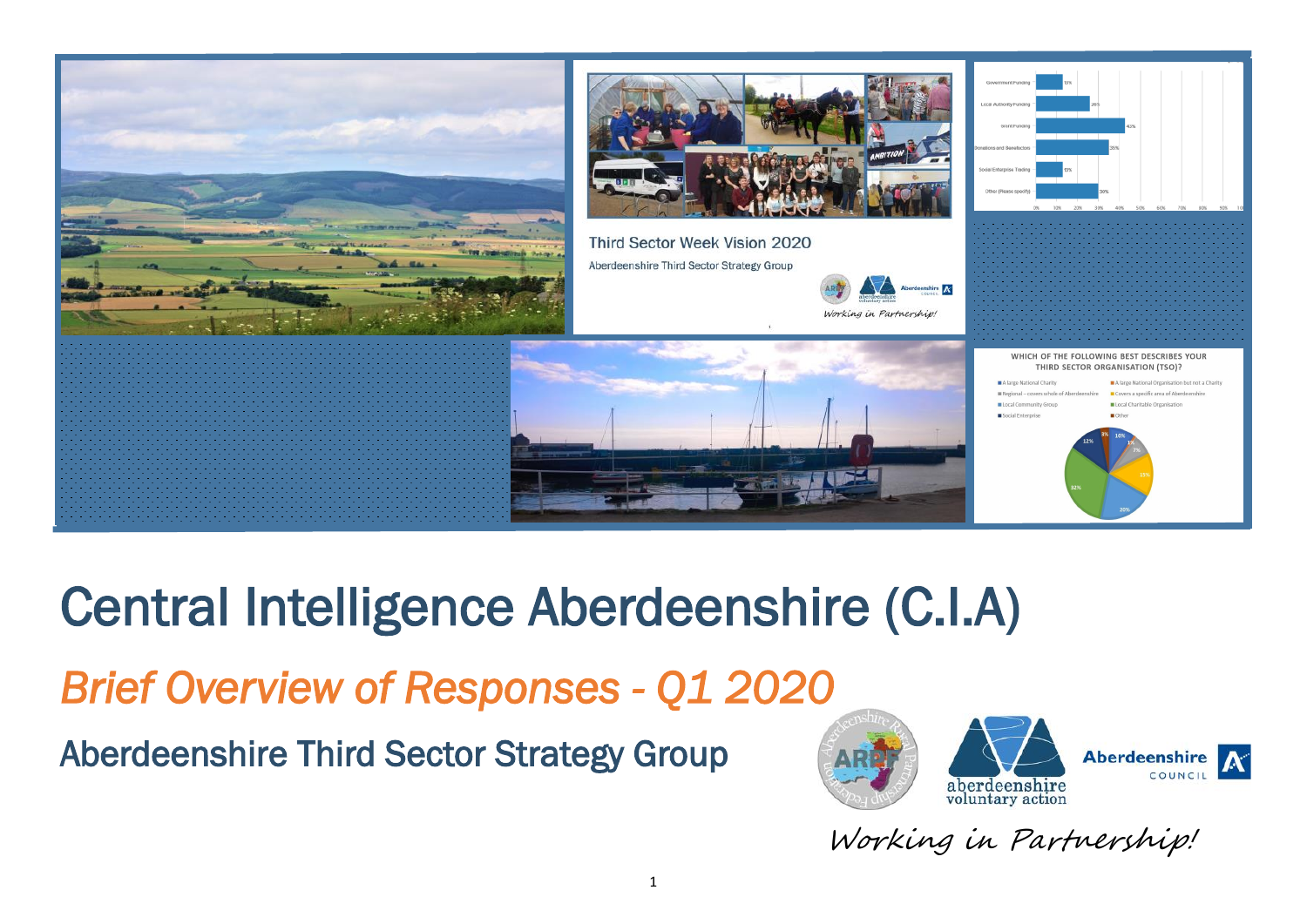# Central Intelligence Aberdeenshire (C.I.A)

## *Brief Overview of Responses - Q1 2020*

## Aberdeenshire Third Sector Strategy Group

*Working in Partnership!*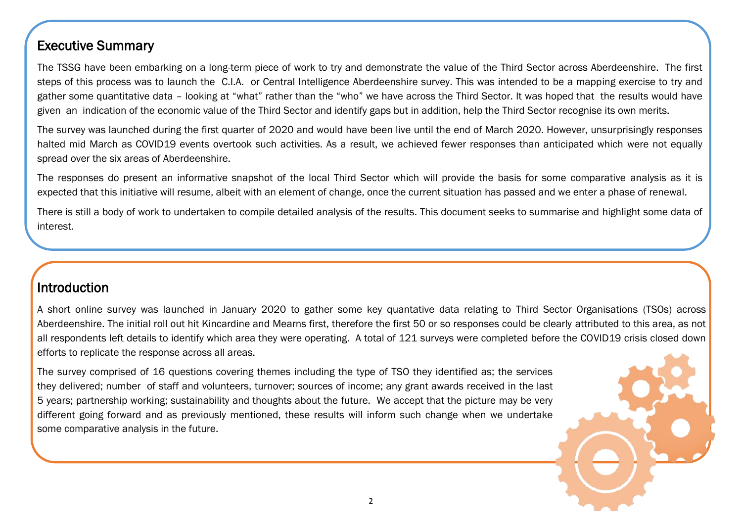## Executive Summary

The TSSG have been embarking on a long-term piece of work to try and demonstrate the value of the Third Sector across Aberdeenshire. The first steps of this process was to launch the C.I.A. or Central Intelligence Aberdeenshire survey. This was intended to be a mapping exercise to try and gather some quantitative data – looking at "what" rather than the "who" we have across the Third Sector. It was hoped that the results would have given an indication of the economic value of the Third Sector and identify gaps but in addition, help the Third Sector recognise its own merits.

The survey was launched during the first quarter of 2020 and would have been live until the end of March 2020. However, unsurprisingly responses halted mid March as COVID19 events overtook such activities. As a result, we achieved fewer responses than anticipated which were not equally spread over the six areas of Aberdeenshire.

The responses do present an informative snapshot of the local Third Sector which will provide the basis for some comparative analysis as it is expected that this initiative will resume, albeit with an element of change, once the current situation has passed and we enter a phase of renewal.

There is still a body of work to undertaken to compile detailed analysis of the results. This document seeks to summarise and highlight some data of interest.

## Introduction

A short online survey was launched in January 2020 to gather some key quantative data relating to Third Sector Organisations (TSOs) across Aberdeenshire. The initial roll out hit Kincardine and Mearns first, therefore the first 50 or so responses could be clearly attributed to this area, as not all respondents left details to identify which area they were operating. A total of 121 surveys were completed before the COVID19 crisis closed down efforts to replicate the response across all areas.

The survey comprised of 16 questions covering themes including the type of TSO they identified as; the services they delivered; number of staff and volunteers, turnover; sources of income; any grant awards received in the last 5 years; partnership working; sustainability and thoughts about the future. We accept that the picture may be very different going forward and as previously mentioned, these results will inform such change when we undertake some comparative analysis in the future.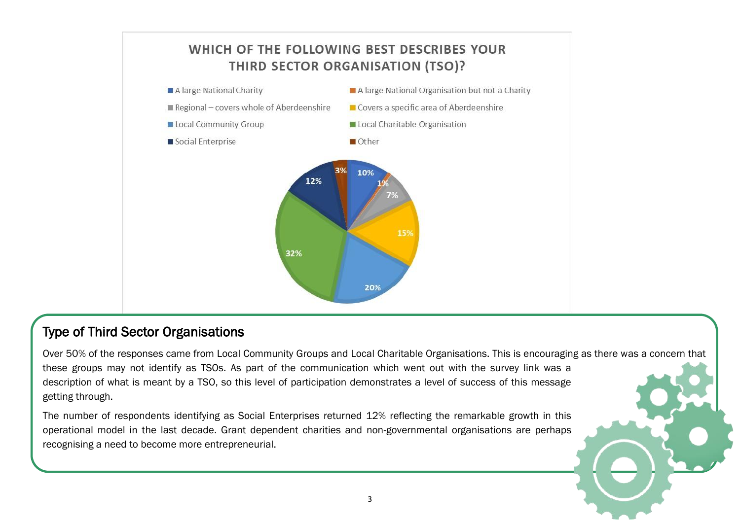**WHICH OF THE FOLLOWING BEST DESCRIBES YOUR THIRD SECTOR ORGANISATION (TSO)?**

| Category | Percentage |
|---|---|
| A large National Charity | 10% |
| A large National Organisation but not a Charity | 1% |
| Regional – covers whole of Aberdeenshire | 7% |
| Covers a specific area of Aberdeenshire | 15% |
| Local Community Group | 20% |
| Local Charitable Organisation | 32% |
| Social Enterprise | 12% |
| Other | 3% |

## Type of Third Sector Organisations

Over 50% of the responses came from Local Community Groups and Local Charitable Organisations. This is encouraging as there was a concern that these groups may not identify as TSOs. As part of the communication which went out with the survey link was a description of what is meant by a TSO, so this level of participation demonstrates a level of success of this message getting through.

The number of respondents identifying as Social Enterprises returned 12% reflecting the remarkable growth in this operational model in the last decade. Grant dependent charities and non-governmental organisations are perhaps recognising a need to become more entrepreneurial.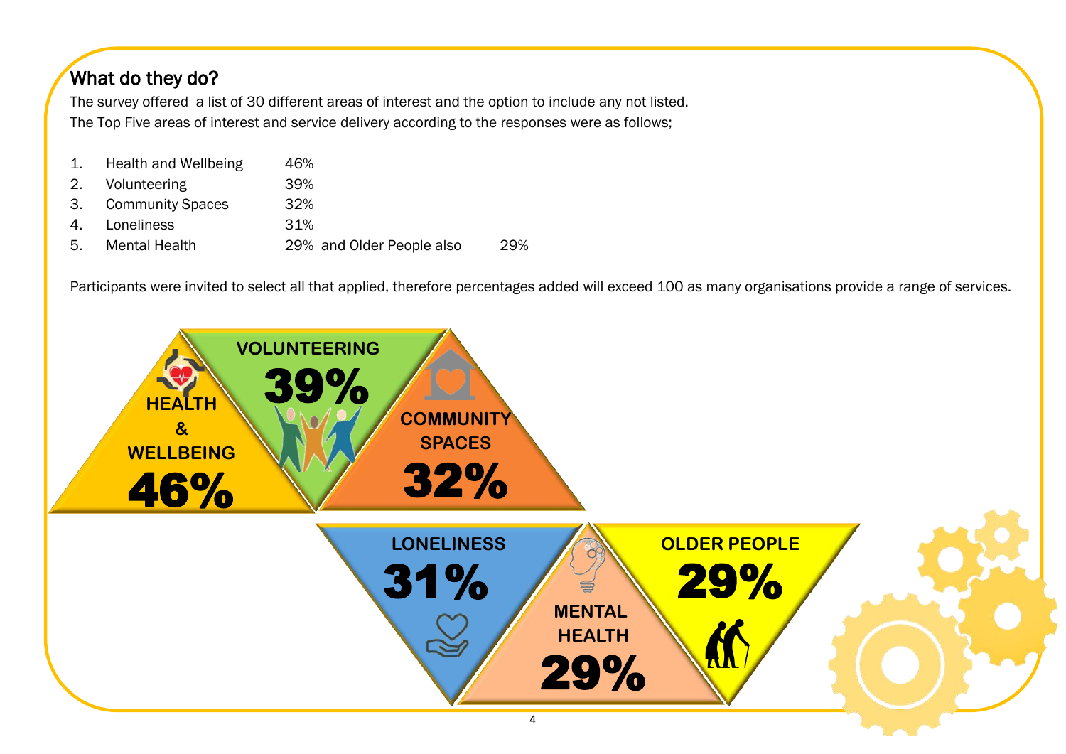## What do they do?

The survey offered a list of 30 different areas of interest and the option to include any not listed.
The Top Five areas of interest and service delivery according to the responses were as follows;

1. Health and Wellbeing 46%
2. Volunteering 39%
3. Community Spaces 32%
4. Loneliness 31%
5. Mental Health 29% and Older People also 29%

Participants were invited to select all that applied, therefore percentages added will exceed 100 as many organisations provide a range of services.

HEALTH & WELLBEING 46%

VOLUNTEERING 39%

COMMUNITY SPACES 32%

LONELINESS 31%

MENTAL HEALTH 29%

OLDER PEOPLE 29%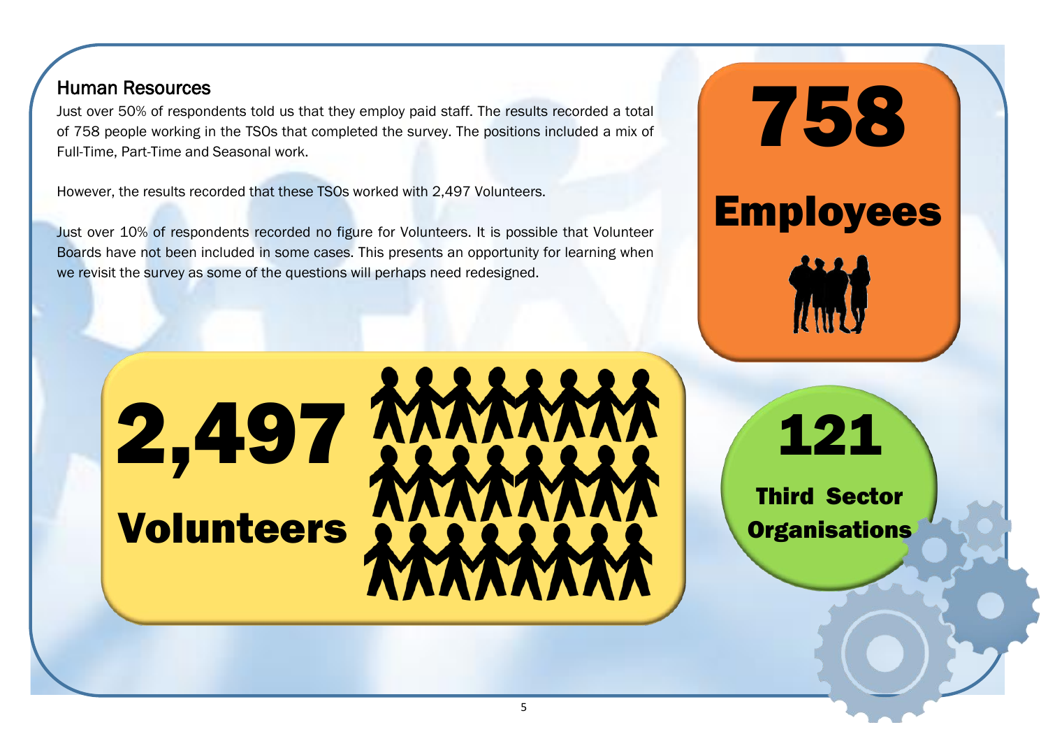## Human Resources

Just over 50% of respondents told us that they employ paid staff. The results recorded a total of 758 people working in the TSOs that completed the survey. The positions included a mix of Full-Time, Part-Time and Seasonal work.

However, the results recorded that these TSOs worked with 2,497 Volunteers.

Just over 10% of respondents recorded no figure for Volunteers. It is possible that Volunteer Boards have not been included in some cases. This presents an opportunity for learning when we revisit the survey as some of the questions will perhaps need redesigned.

**758**

**Employees**

**2,497**

**Volunteers**

**121**

**Third Sector Organisations**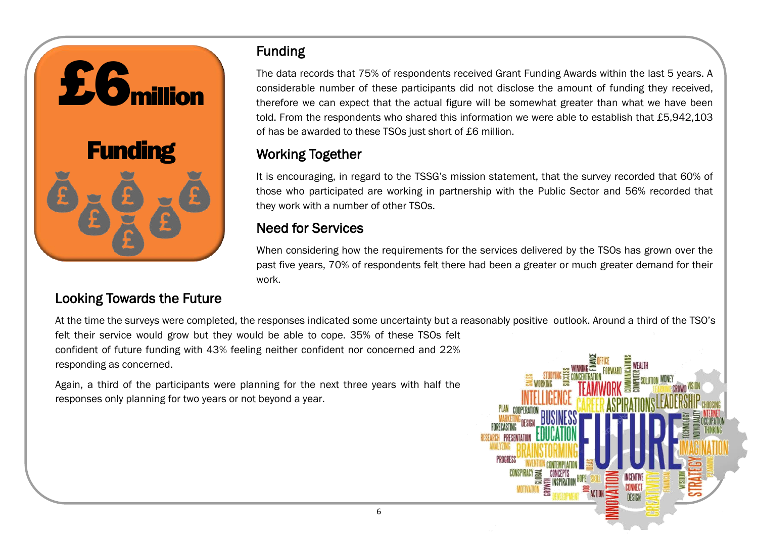## Funding

The data records that 75% of respondents received Grant Funding Awards within the last 5 years. A considerable number of these participants did not disclose the amount of funding they received, therefore we can expect that the actual figure will be somewhat greater than what we have been told. From the respondents who shared this information we were able to establish that £5,942,103 of has be awarded to these TSOs just short of £6 million.

## Working Together

It is encouraging, in regard to the TSSG's mission statement, that the survey recorded that 60% of those who participated are working in partnership with the Public Sector and 56% recorded that they work with a number of other TSOs.

## Need for Services

When considering how the requirements for the services delivered by the TSOs has grown over the past five years, 70% of respondents felt there had been a greater or much greater demand for their work.

## Looking Towards the Future

At the time the surveys were completed, the responses indicated some uncertainty but a reasonably positive outlook. Around a third of the TSO's felt their service would grow but they would be able to cope. 35% of these TSOs felt confident of future funding with 43% feeling neither confident nor concerned and 22% responding as concerned.

Again, a third of the participants were planning for the next three years with half the responses only planning for two years or not beyond a year.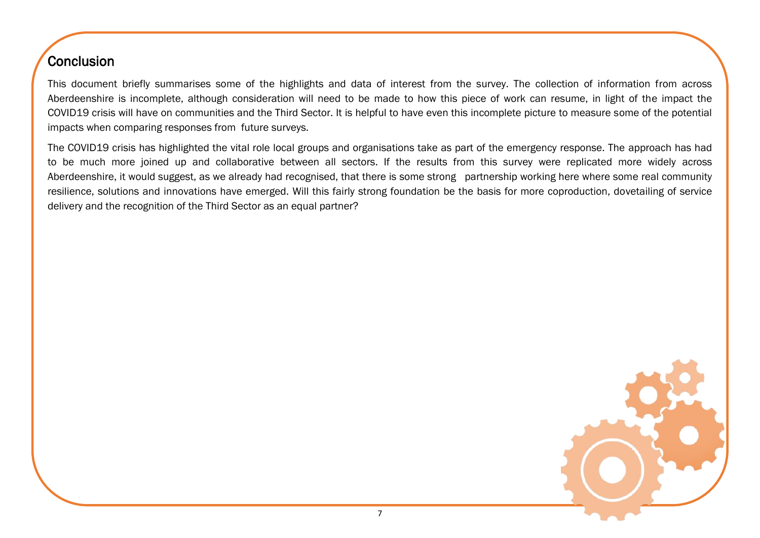## Conclusion

This document briefly summarises some of the highlights and data of interest from the survey. The collection of information from across Aberdeenshire is incomplete, although consideration will need to be made to how this piece of work can resume, in light of the impact the COVID19 crisis will have on communities and the Third Sector. It is helpful to have even this incomplete picture to measure some of the potential impacts when comparing responses from future surveys.

The COVID19 crisis has highlighted the vital role local groups and organisations take as part of the emergency response. The approach has had to be much more joined up and collaborative between all sectors. If the results from this survey were replicated more widely across Aberdeenshire, it would suggest, as we already had recognised, that there is some strong partnership working here where some real community resilience, solutions and innovations have emerged. Will this fairly strong foundation be the basis for more coproduction, dovetailing of service delivery and the recognition of the Third Sector as an equal partner?